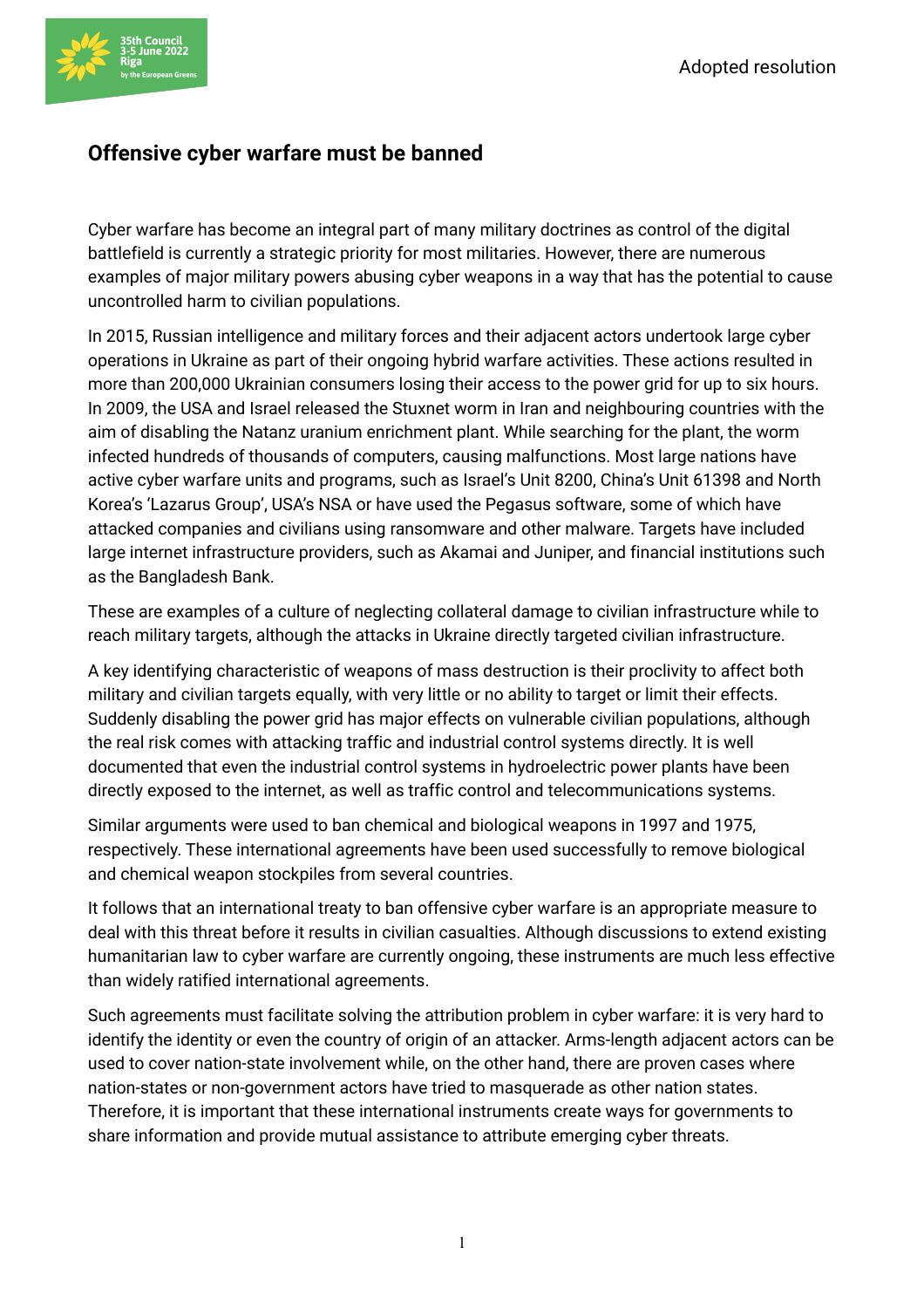Adopted resolution

# Offensive cyber warfare must be banned

Cyber warfare has become an integral part of many military doctrines as control of the digital battlefield is currently a strategic priority for most militaries. However, there are numerous examples of major military powers abusing cyber weapons in a way that has the potential to cause uncontrolled harm to civilian populations.

In 2015, Russian intelligence and military forces and their adjacent actors undertook large cyber operations in Ukraine as part of their ongoing hybrid warfare activities. These actions resulted in more than 200,000 Ukrainian consumers losing their access to the power grid for up to six hours. In 2009, the USA and Israel released the Stuxnet worm in Iran and neighbouring countries with the aim of disabling the Natanz uranium enrichment plant. While searching for the plant, the worm infected hundreds of thousands of computers, causing malfunctions. Most large nations have active cyber warfare units and programs, such as Israel's Unit 8200, China's Unit 61398 and North Korea's 'Lazarus Group', USA's NSA or have used the Pegasus software, some of which have attacked companies and civilians using ransomware and other malware. Targets have included large internet infrastructure providers, such as Akamai and Juniper, and financial institutions such as the Bangladesh Bank.

These are examples of a culture of neglecting collateral damage to civilian infrastructure while to reach military targets, although the attacks in Ukraine directly targeted civilian infrastructure.

A key identifying characteristic of weapons of mass destruction is their proclivity to affect both military and civilian targets equally, with very little or no ability to target or limit their effects. Suddenly disabling the power grid has major effects on vulnerable civilian populations, although the real risk comes with attacking traffic and industrial control systems directly. It is well documented that even the industrial control systems in hydroelectric power plants have been directly exposed to the internet, as well as traffic control and telecommunications systems.

Similar arguments were used to ban chemical and biological weapons in 1997 and 1975, respectively. These international agreements have been used successfully to remove biological and chemical weapon stockpiles from several countries.

It follows that an international treaty to ban offensive cyber warfare is an appropriate measure to deal with this threat before it results in civilian casualties. Although discussions to extend existing humanitarian law to cyber warfare are currently ongoing, these instruments are much less effective than widely ratified international agreements.

Such agreements must facilitate solving the attribution problem in cyber warfare: it is very hard to identify the identity or even the country of origin of an attacker. Arms-length adjacent actors can be used to cover nation-state involvement while, on the other hand, there are proven cases where nation-states or non-government actors have tried to masquerade as other nation states. Therefore, it is important that these international instruments create ways for governments to share information and provide mutual assistance to attribute emerging cyber threats.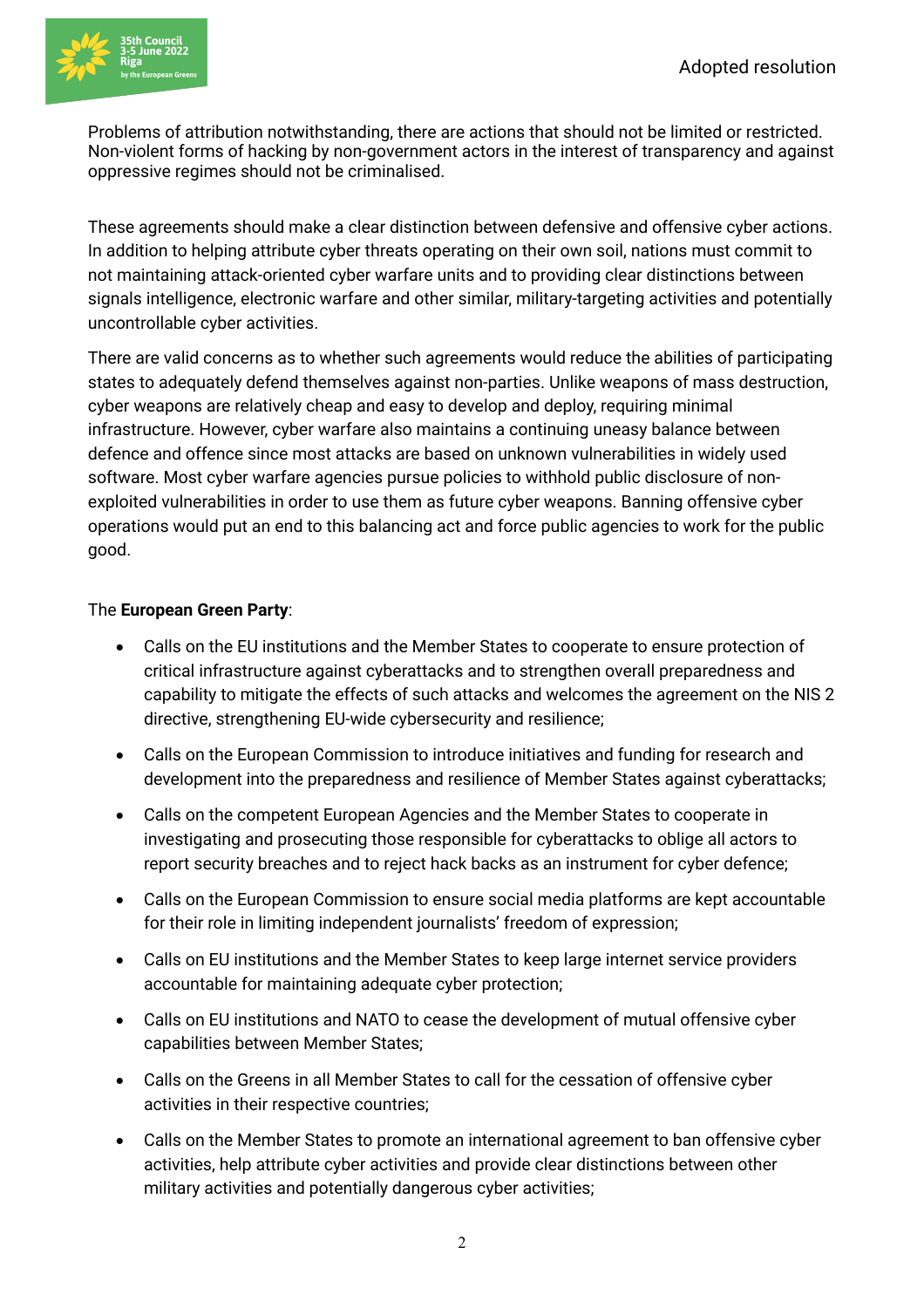Problems of attribution notwithstanding, there are actions that should not be limited or restricted. Non-violent forms of hacking by non-government actors in the interest of transparency and against oppressive regimes should not be criminalised.

These agreements should make a clear distinction between defensive and offensive cyber actions. In addition to helping attribute cyber threats operating on their own soil, nations must commit to not maintaining attack-oriented cyber warfare units and to providing clear distinctions between signals intelligence, electronic warfare and other similar, military-targeting activities and potentially uncontrollable cyber activities.

There are valid concerns as to whether such agreements would reduce the abilities of participating states to adequately defend themselves against non-parties. Unlike weapons of mass destruction, cyber weapons are relatively cheap and easy to develop and deploy, requiring minimal infrastructure. However, cyber warfare also maintains a continuing uneasy balance between defence and offence since most attacks are based on unknown vulnerabilities in widely used software. Most cyber warfare agencies pursue policies to withhold public disclosure of non-exploited vulnerabilities in order to use them as future cyber weapons. Banning offensive cyber operations would put an end to this balancing act and force public agencies to work for the public good.

The **European Green Party**:

- Calls on the EU institutions and the Member States to cooperate to ensure protection of critical infrastructure against cyberattacks and to strengthen overall preparedness and capability to mitigate the effects of such attacks and welcomes the agreement on the NIS 2 directive, strengthening EU-wide cybersecurity and resilience;
- Calls on the European Commission to introduce initiatives and funding for research and development into the preparedness and resilience of Member States against cyberattacks;
- Calls on the competent European Agencies and the Member States to cooperate in investigating and prosecuting those responsible for cyberattacks to oblige all actors to report security breaches and to reject hack backs as an instrument for cyber defence;
- Calls on the European Commission to ensure social media platforms are kept accountable for their role in limiting independent journalists' freedom of expression;
- Calls on EU institutions and the Member States to keep large internet service providers accountable for maintaining adequate cyber protection;
- Calls on EU institutions and NATO to cease the development of mutual offensive cyber capabilities between Member States;
- Calls on the Greens in all Member States to call for the cessation of offensive cyber activities in their respective countries;
- Calls on the Member States to promote an international agreement to ban offensive cyber activities, help attribute cyber activities and provide clear distinctions between other military activities and potentially dangerous cyber activities;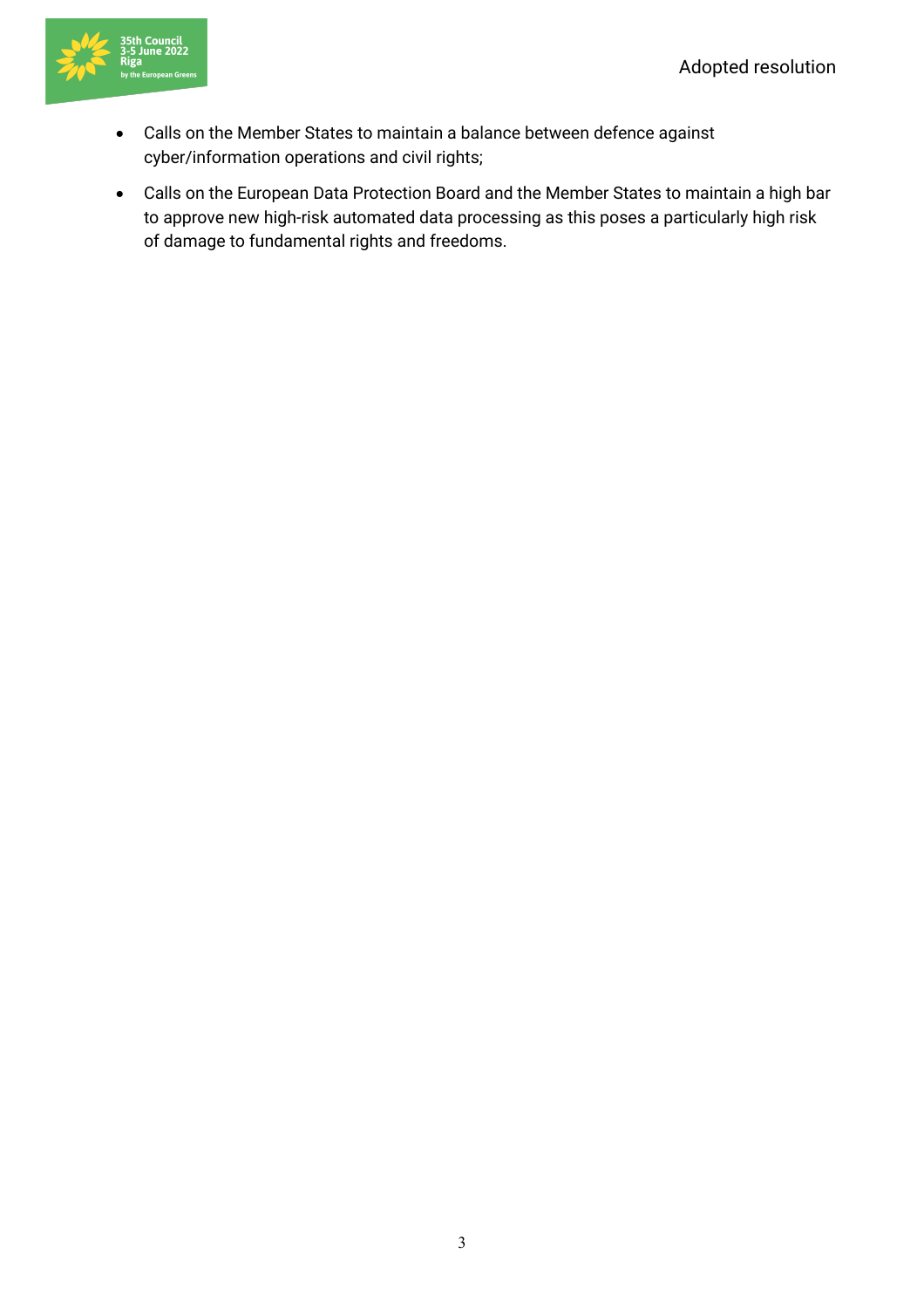- Calls on the Member States to maintain a balance between defence against cyber/information operations and civil rights;
- Calls on the European Data Protection Board and the Member States to maintain a high bar to approve new high-risk automated data processing as this poses a particularly high risk of damage to fundamental rights and freedoms.